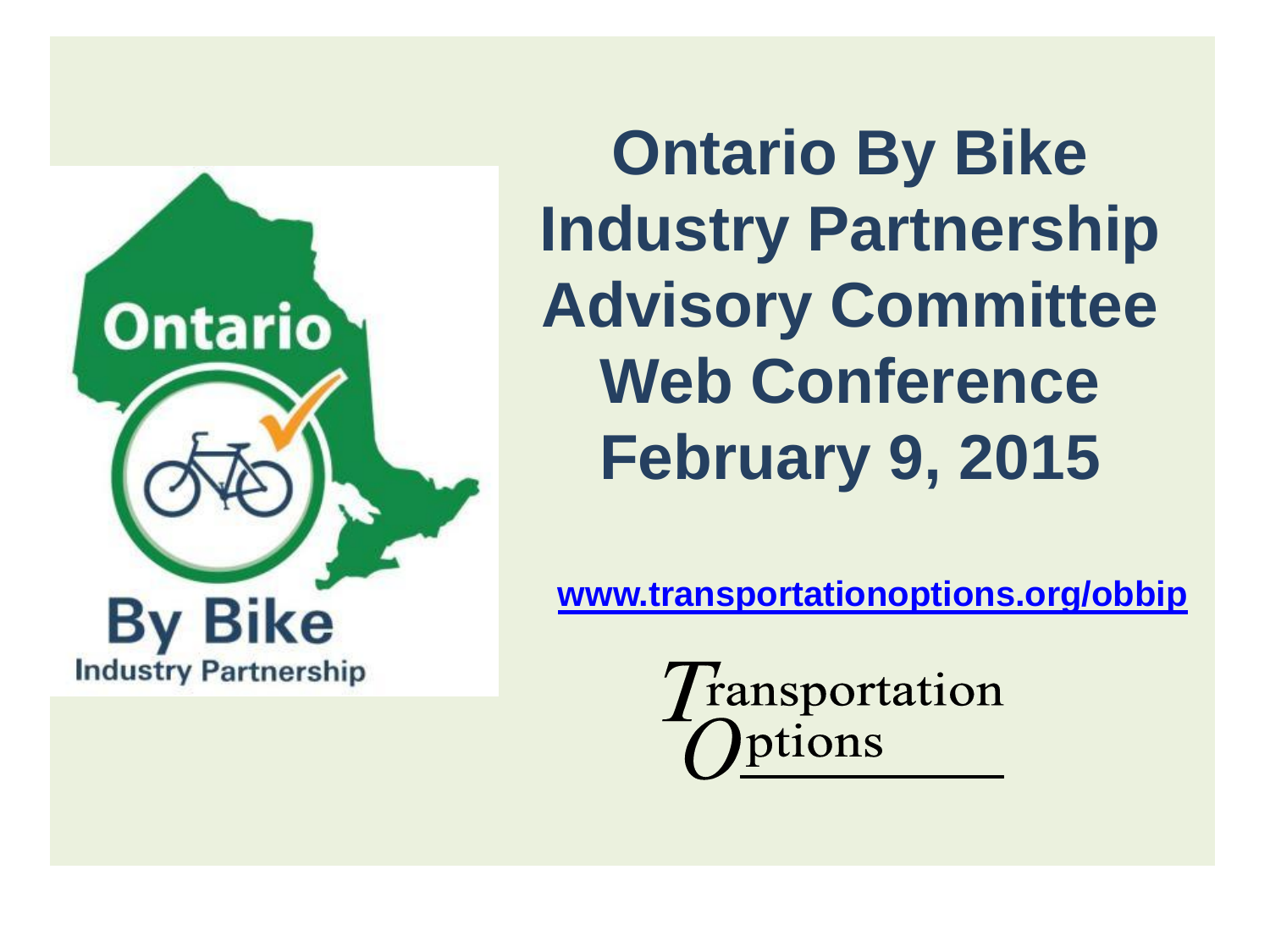# Ontario By Bike Industry Partnership Advisory Committee Web Conference February 9, 2015

www.transportationoptions.org/obbip

Transportation Options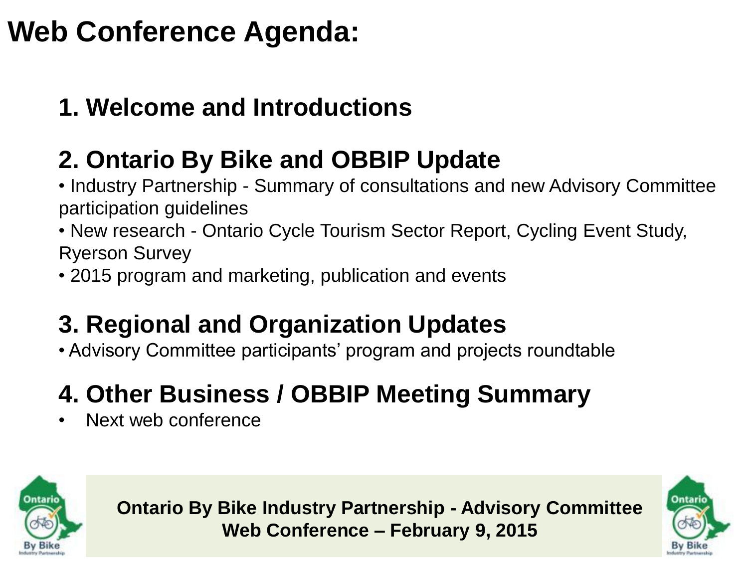# Web Conference Agenda:

## 1. Welcome and Introductions

## 2. Ontario By Bike and OBBIP Update

- Industry Partnership - Summary of consultations and new Advisory Committee participation guidelines
- New research - Ontario Cycle Tourism Sector Report, Cycling Event Study, Ryerson Survey
- 2015 program and marketing, publication and events

## 3. Regional and Organization Updates

- Advisory Committee participants' program and projects roundtable

## 4. Other Business / OBBIP Meeting Summary

- Next web conference

**Ontario By Bike Industry Partnership - Advisory Committee**
**Web Conference – February 9, 2015**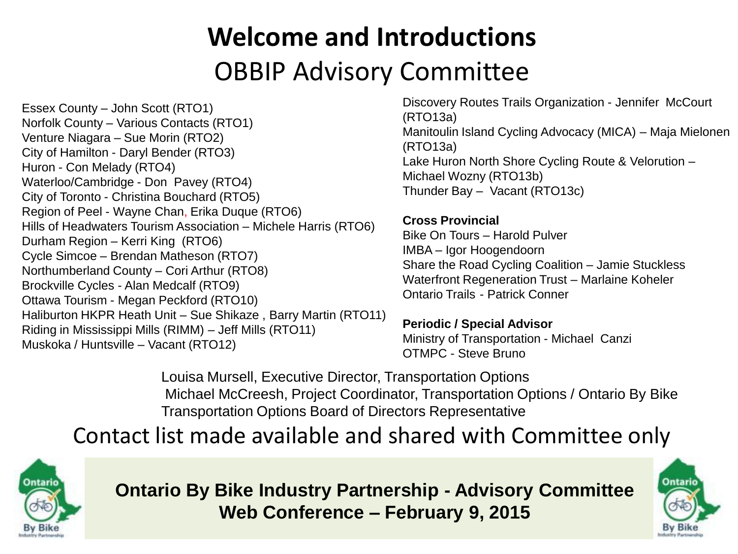# Welcome and Introductions

## OBBIP Advisory Committee

Essex County – John Scott (RTO1)
Norfolk County – Various Contacts (RTO1)
Venture Niagara – Sue Morin (RTO2)
City of Hamilton - Daryl Bender (RTO3)
Huron - Con Melady (RTO4)
Waterloo/Cambridge - Don Pavey (RTO4)
City of Toronto - Christina Bouchard (RTO5)
Region of Peel - Wayne Chan, Erika Duque (RTO6)
Hills of Headwaters Tourism Association – Michele Harris (RTO6)
Durham Region – Kerri King (RTO6)
Cycle Simcoe – Brendan Matheson (RTO7)
Northumberland County – Cori Arthur (RTO8)
Brockville Cycles - Alan Medcalf (RTO9)
Ottawa Tourism - Megan Peckford (RTO10)
Haliburton HKPR Heath Unit – Sue Shikaze , Barry Martin (RTO11)
Riding in Mississippi Mills (RIMM) – Jeff Mills (RTO11)
Muskoka / Huntsville – Vacant (RTO12)
Discovery Routes Trails Organization - Jennifer McCourt (RTO13a)
Manitoulin Island Cycling Advocacy (MICA) – Maja Mielonen (RTO13a)
Lake Huron North Shore Cycling Route & Velorution – Michael Wozny (RTO13b)
Thunder Bay – Vacant (RTO13c)

**Cross Provincial**
Bike On Tours – Harold Pulver
IMBA – Igor Hoogendoorn
Share the Road Cycling Coalition – Jamie Stuckless
Waterfront Regeneration Trust – Marlaine Koheler
Ontario Trails - Patrick Conner

**Periodic / Special Advisor**
Ministry of Transportation - Michael Canzi
OTMPC - Steve Bruno

Louisa Mursell, Executive Director, Transportation Options
Michael McCreesh, Project Coordinator, Transportation Options / Ontario By Bike
Transportation Options Board of Directors Representative

Contact list made available and shared with Committee only

**Ontario By Bike Industry Partnership - Advisory Committee**
**Web Conference – February 9, 2015**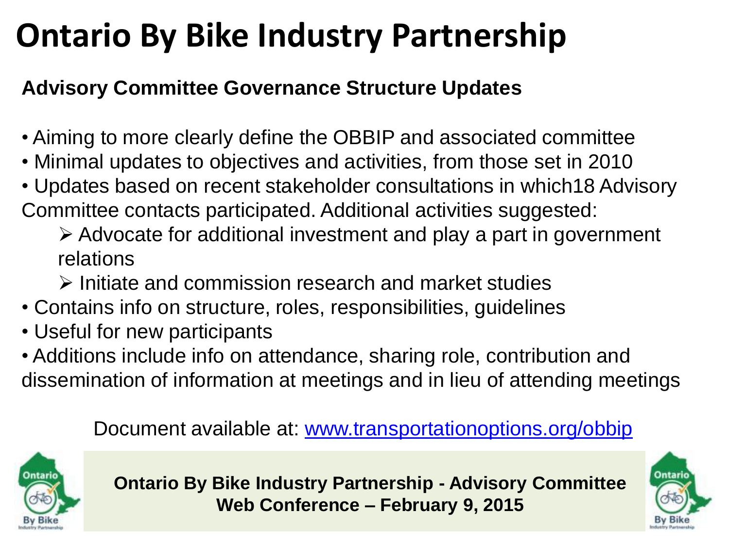# Ontario By Bike Industry Partnership

## Advisory Committee Governance Structure Updates

- Aiming to more clearly define the OBBIP and associated committee
- Minimal updates to objectives and activities, from those set in 2010
- Updates based on recent stakeholder consultations in which18 Advisory Committee contacts participated. Additional activities suggested:
  - Advocate for additional investment and play a part in government relations
  - Initiate and commission research and market studies
- Contains info on structure, roles, responsibilities, guidelines
- Useful for new participants
- Additions include info on attendance, sharing role, contribution and dissemination of information at meetings and in lieu of attending meetings

Document available at: [www.transportationoptions.org/obbip](www.transportationoptions.org/obbip)

**Ontario By Bike Industry Partnership - Advisory Committee Web Conference – February 9, 2015**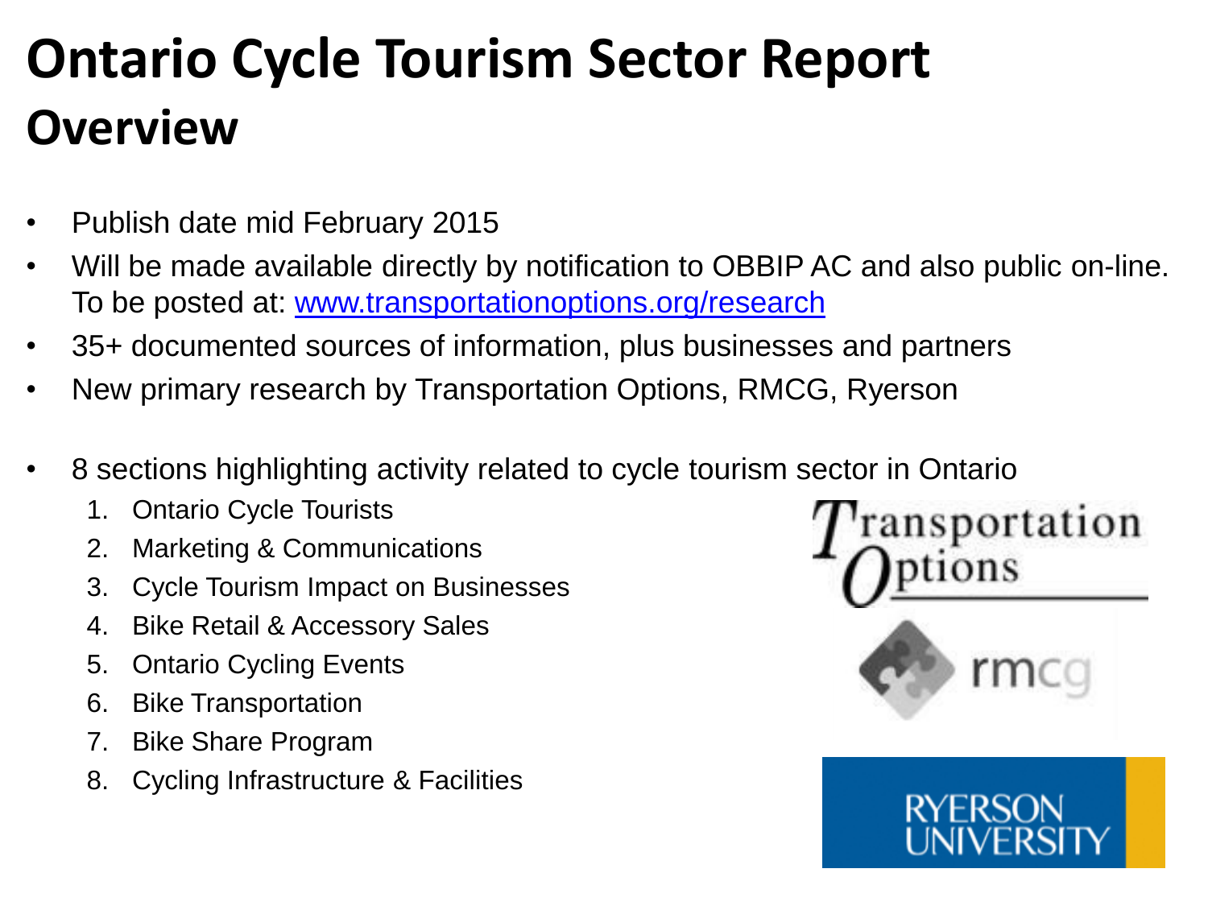# Ontario Cycle Tourism Sector Report

## Overview

- Publish date mid February 2015
- Will be made available directly by notification to OBBIP AC and also public on-line. To be posted at: [www.transportationoptions.org/research](http://www.transportationoptions.org/research)
- 35+ documented sources of information, plus businesses and partners
- New primary research by Transportation Options, RMCG, Ryerson

- 8 sections highlighting activity related to cycle tourism sector in Ontario
  1. Ontario Cycle Tourists
  2. Marketing & Communications
  3. Cycle Tourism Impact on Businesses
  4. Bike Retail & Accessory Sales
  5. Ontario Cycling Events
  6. Bike Transportation
  7. Bike Share Program
  8. Cycling Infrastructure & Facilities

Transportation Options

rmcg

RYERSON UNIVERSITY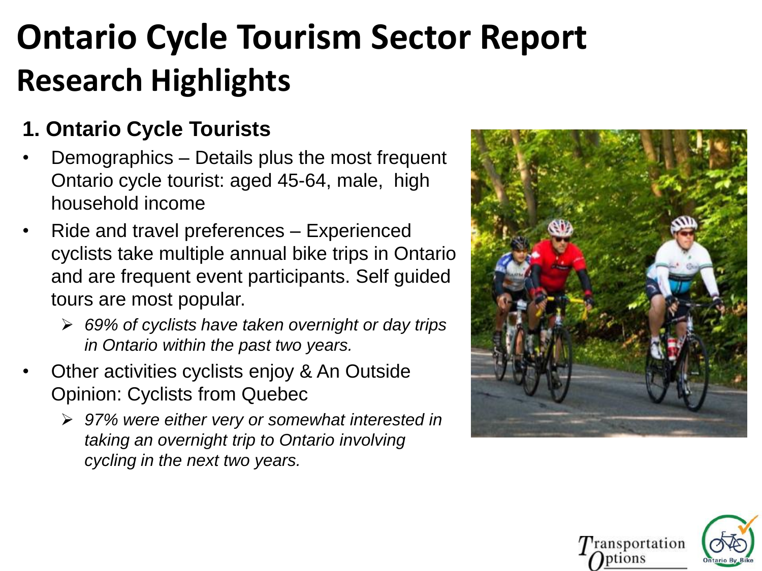# Ontario Cycle Tourism Sector Report

## Research Highlights

### 1. Ontario Cycle Tourists

- Demographics – Details plus the most frequent Ontario cycle tourist: aged 45-64, male, high household income
- Ride and travel preferences – Experienced cyclists take multiple annual bike trips in Ontario and are frequent event participants. Self guided tours are most popular.
  - *69% of cyclists have taken overnight or day trips in Ontario within the past two years.*
- Other activities cyclists enjoy & An Outside Opinion: Cyclists from Quebec
  - *97% were either very or somewhat interested in taking an overnight trip to Ontario involving cycling in the next two years.*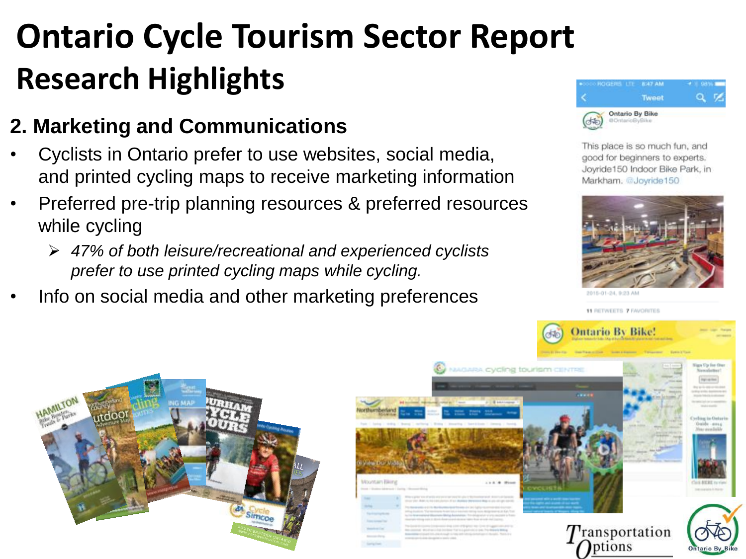# Ontario Cycle Tourism Sector Report

## Research Highlights

### 2. Marketing and Communications

- Cyclists in Ontario prefer to use websites, social media, and printed cycling maps to receive marketing information
- Preferred pre-trip planning resources & preferred resources while cycling
  - *47% of both leisure/recreational and experienced cyclists prefer to use printed cycling maps while cycling.*
- Info on social media and other marketing preferences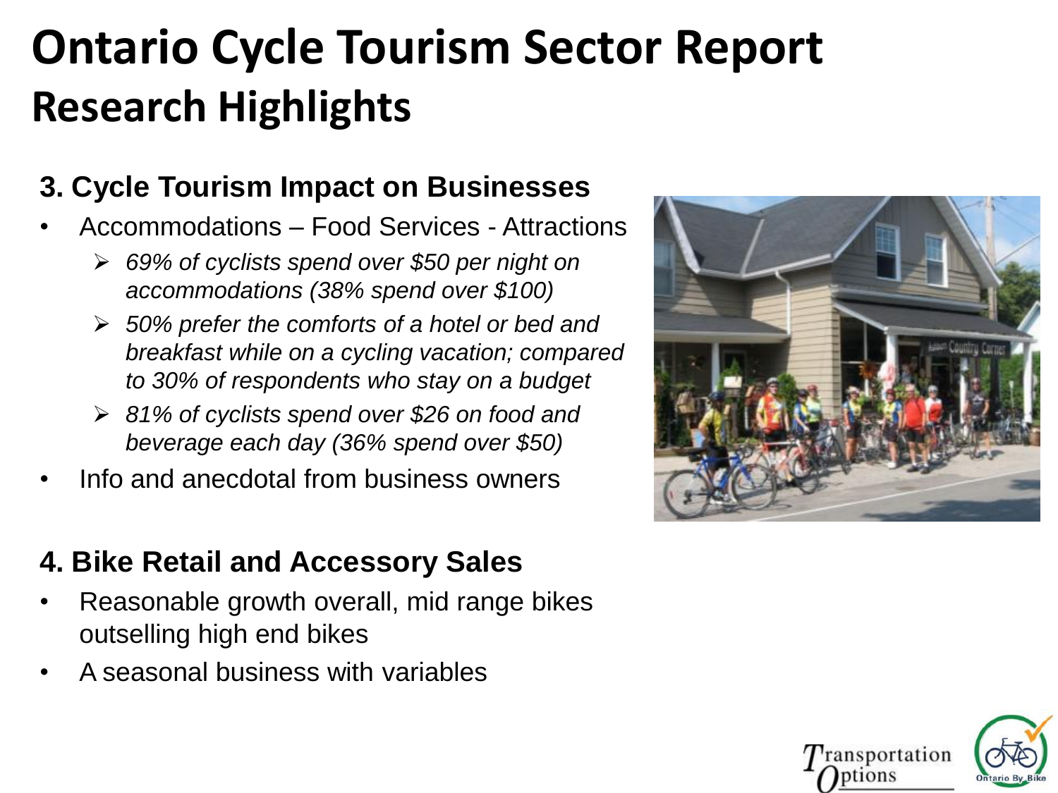# Ontario Cycle Tourism Sector Report
## Research Highlights

### 3. Cycle Tourism Impact on Businesses

- Accommodations – Food Services - Attractions
  - *69% of cyclists spend over $50 per night on accommodations (38% spend over $100)*
  - *50% prefer the comforts of a hotel or bed and breakfast while on a cycling vacation; compared to 30% of respondents who stay on a budget*
  - *81% of cyclists spend over $26 on food and beverage each day (36% spend over $50)*
- Info and anecdotal from business owners

### 4. Bike Retail and Accessory Sales

- Reasonable growth overall, mid range bikes outselling high end bikes
- A seasonal business with variables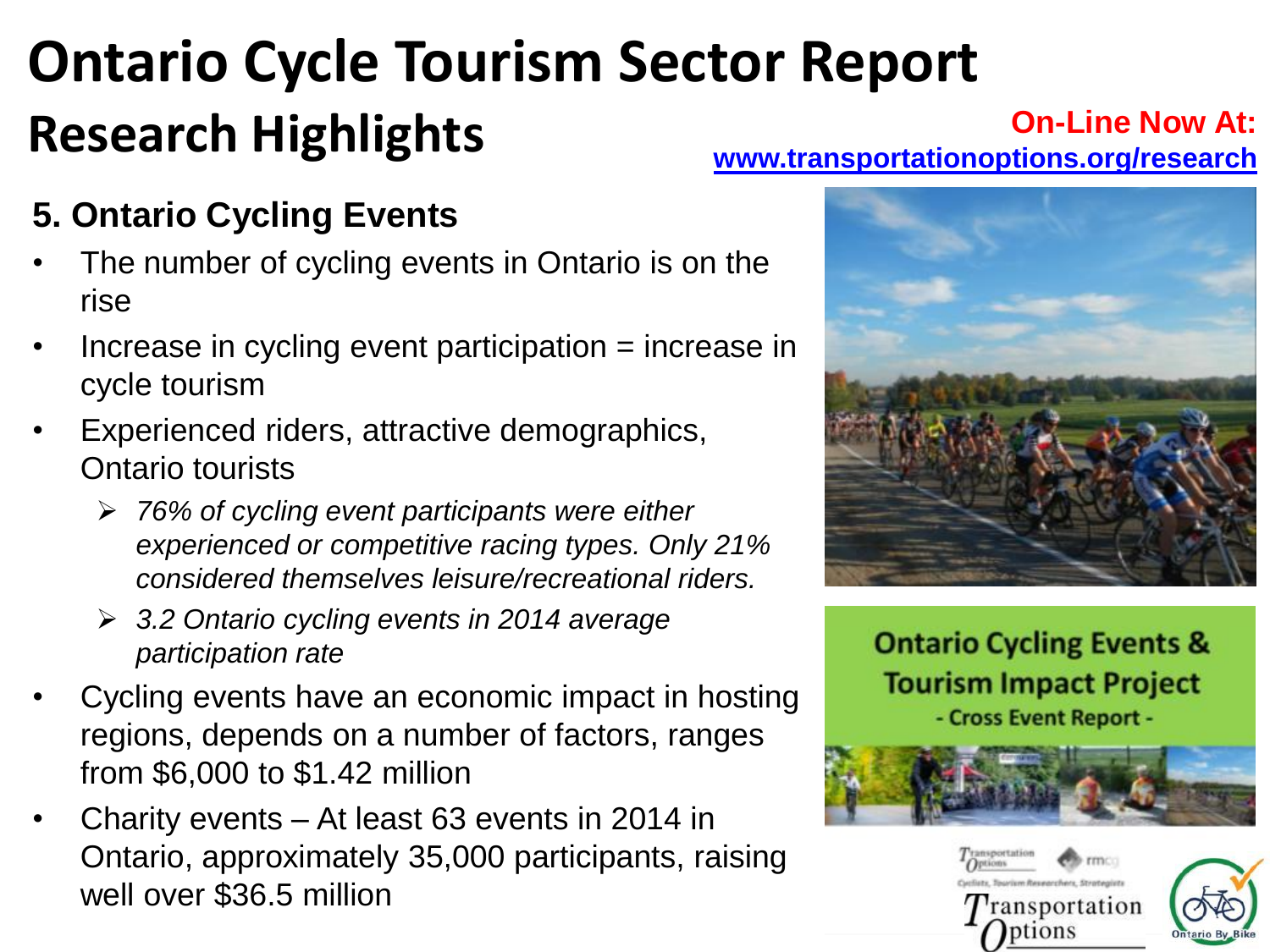# Ontario Cycle Tourism Sector Report

## Research Highlights

**On-Line Now At:** www.transportationoptions.org/research

### 5. Ontario Cycling Events

- The number of cycling events in Ontario is on the rise
- Increase in cycling event participation = increase in cycle tourism
- Experienced riders, attractive demographics, Ontario tourists
  - *76% of cycling event participants were either experienced or competitive racing types. Only 21% considered themselves leisure/recreational riders.*
  - *3.2 Ontario cycling events in 2014 average participation rate*
- Cycling events have an economic impact in hosting regions, depends on a number of factors, ranges from $6,000 to $1.42 million
- Charity events – At least 63 events in 2014 in Ontario, approximately 35,000 participants, raising well over $36.5 million

**Ontario Cycling Events & Tourism Impact Project**
- Cross Event Report -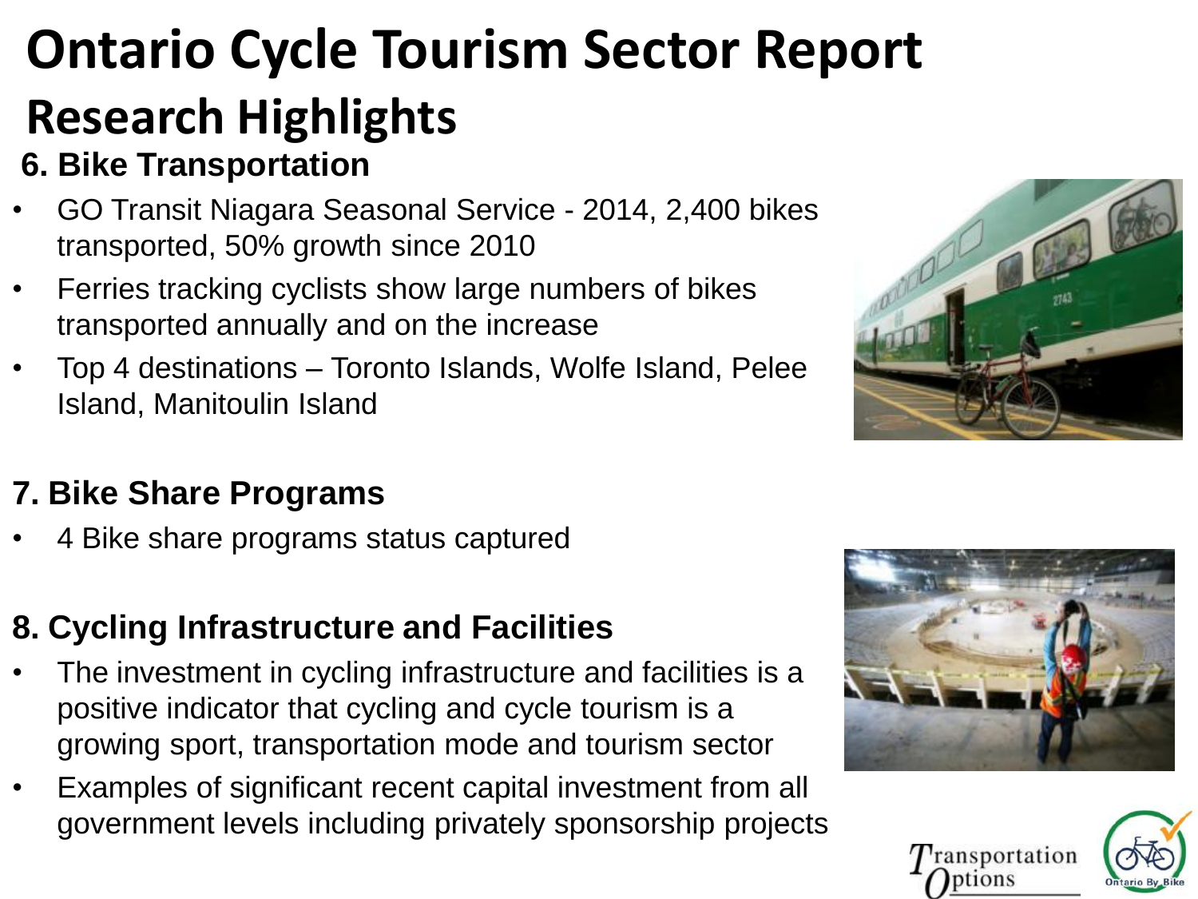# Ontario Cycle Tourism Sector Report

## Research Highlights

### 6. Bike Transportation

- GO Transit Niagara Seasonal Service - 2014, 2,400 bikes transported, 50% growth since 2010
- Ferries tracking cyclists show large numbers of bikes transported annually and on the increase
- Top 4 destinations – Toronto Islands, Wolfe Island, Pelee Island, Manitoulin Island

### 7. Bike Share Programs

- 4 Bike share programs status captured

### 8. Cycling Infrastructure and Facilities

- The investment in cycling infrastructure and facilities is a positive indicator that cycling and cycle tourism is a growing sport, transportation mode and tourism sector
- Examples of significant recent capital investment from all government levels including privately sponsorship projects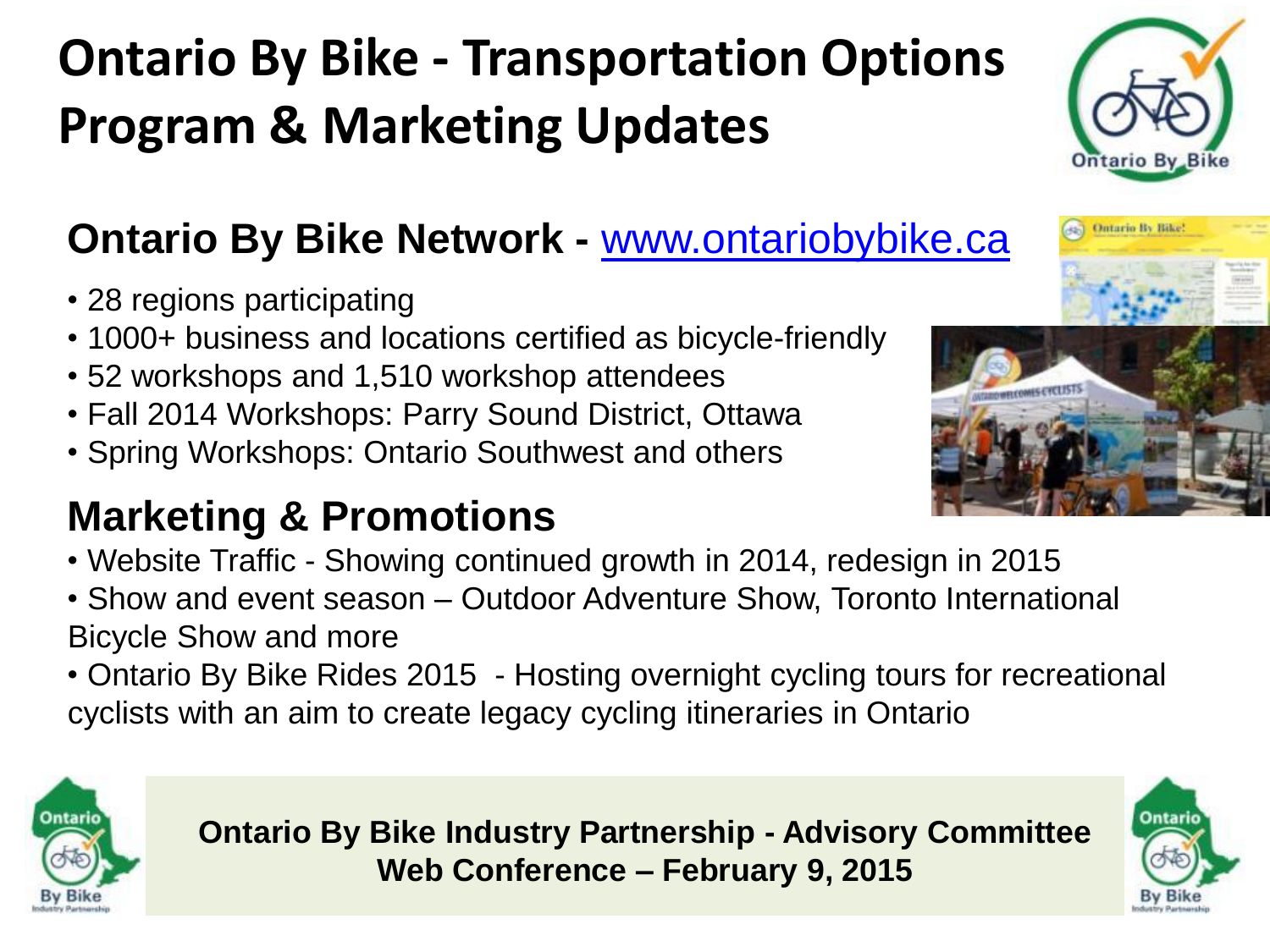# Ontario By Bike - Transportation Options Program & Marketing Updates

## Ontario By Bike Network - www.ontariobybike.ca

- 28 regions participating
- 1000+ business and locations certified as bicycle-friendly
- 52 workshops and 1,510 workshop attendees
- Fall 2014 Workshops: Parry Sound District, Ottawa
- Spring Workshops: Ontario Southwest and others

## Marketing & Promotions

- Website Traffic - Showing continued growth in 2014, redesign in 2015
- Show and event season – Outdoor Adventure Show, Toronto International Bicycle Show and more
- Ontario By Bike Rides 2015 - Hosting overnight cycling tours for recreational cyclists with an aim to create legacy cycling itineraries in Ontario

**Ontario By Bike Industry Partnership - Advisory Committee**
**Web Conference – February 9, 2015**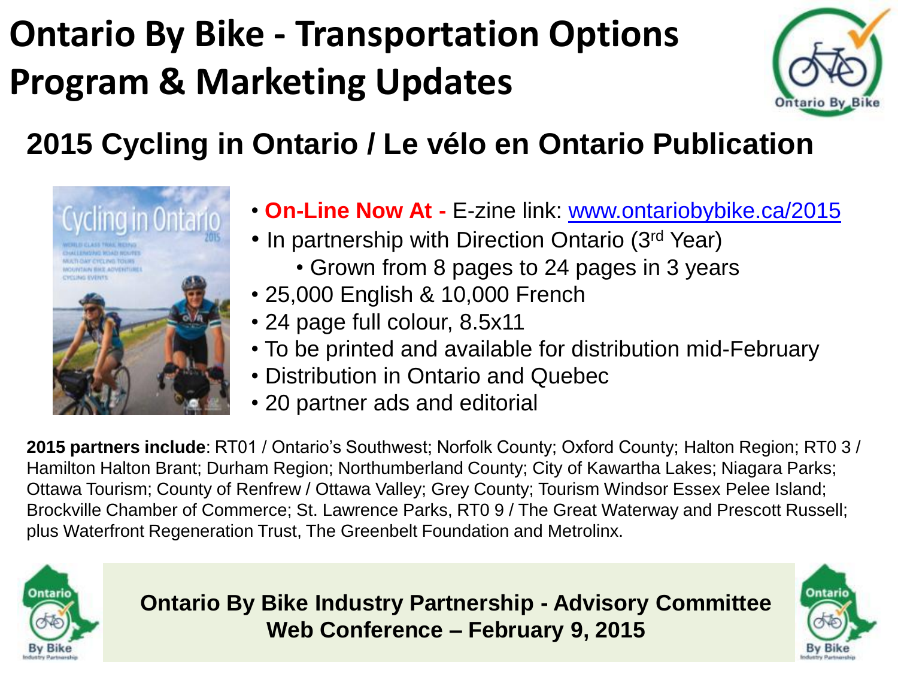# Ontario By Bike - Transportation Options Program & Marketing Updates

## 2015 Cycling in Ontario / Le vélo en Ontario Publication

- **On-Line Now At -** E-zine link: www.ontariobybike.ca/2015
- In partnership with Direction Ontario (3rd Year)
  - Grown from 8 pages to 24 pages in 3 years
- 25,000 English & 10,000 French
- 24 page full colour, 8.5x11
- To be printed and available for distribution mid-February
- Distribution in Ontario and Quebec
- 20 partner ads and editorial

**2015 partners include**: RT01 / Ontario's Southwest; Norfolk County; Oxford County; Halton Region; RT0 3 / Hamilton Halton Brant; Durham Region; Northumberland County; City of Kawartha Lakes; Niagara Parks; Ottawa Tourism; County of Renfrew / Ottawa Valley; Grey County; Tourism Windsor Essex Pelee Island; Brockville Chamber of Commerce; St. Lawrence Parks, RT0 9 / The Great Waterway and Prescott Russell; plus Waterfront Regeneration Trust, The Greenbelt Foundation and Metrolinx.

**Ontario By Bike Industry Partnership - Advisory Committee**
**Web Conference – February 9, 2015**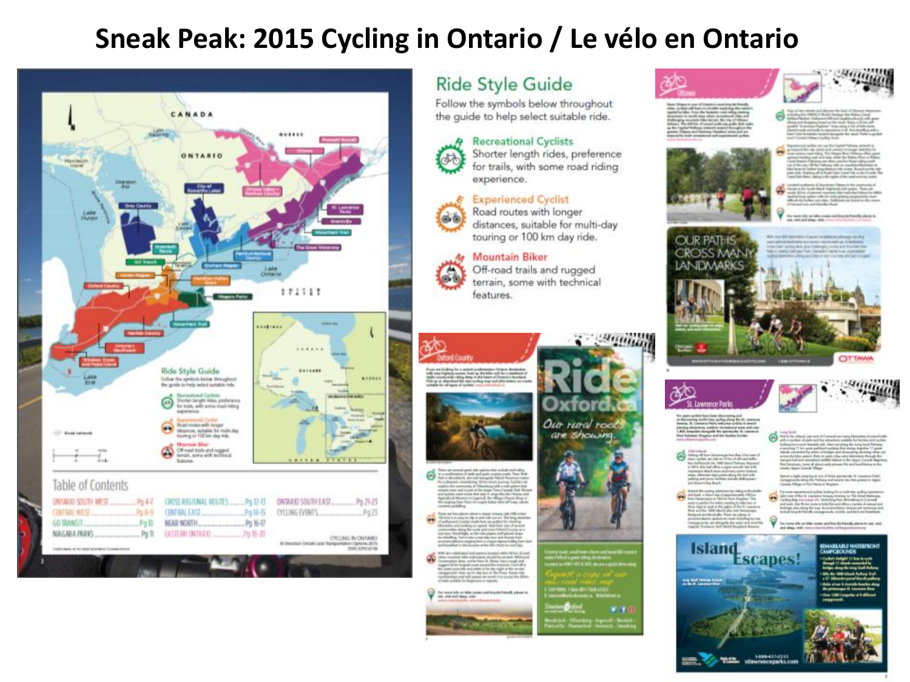# Sneak Peak: 2015 Cycling in Ontario / Le vélo en Ontario

## Ride Style Guide

Follow the symbols below throughout the guide to help select suitable ride.

**Recreational Cyclists**
Shorter length rides, preference for trails, with some road riding experience.

**Experienced Cyclist**
Road routes with longer distances, suitable for multi-day touring or 100 km day ride.

**Mountain Biker**
Off-road trails and rugged terrain, some with technical features.

### Table of Contents

| | | | | | |
|---|---|---|---|---|---|
| ONTARIO SOUTH WEST | Pg 4-7 | CROSS REGIONAL ROUTES | Pg 12-13 | ONTARIO SOUTH EAST | Pg 21-23 |
| CENTRAL WEST | Pg 8-9 | CENTRAL EAST | Pg 14-15 | CYCLING EVENTS | Pg 23 |
| GO TRANSIT | Pg 10 | NEAR NORTH | Pg 16-17 | | |
| NIAGARA PARKS | Pg 11 | EASTERN ONTARIO | Pg 18-20 | | |

Ride Oxford.ca

Our rural roots are showing.

OUR PATHS CROSS MANY LANDMARKS

Island Escapes!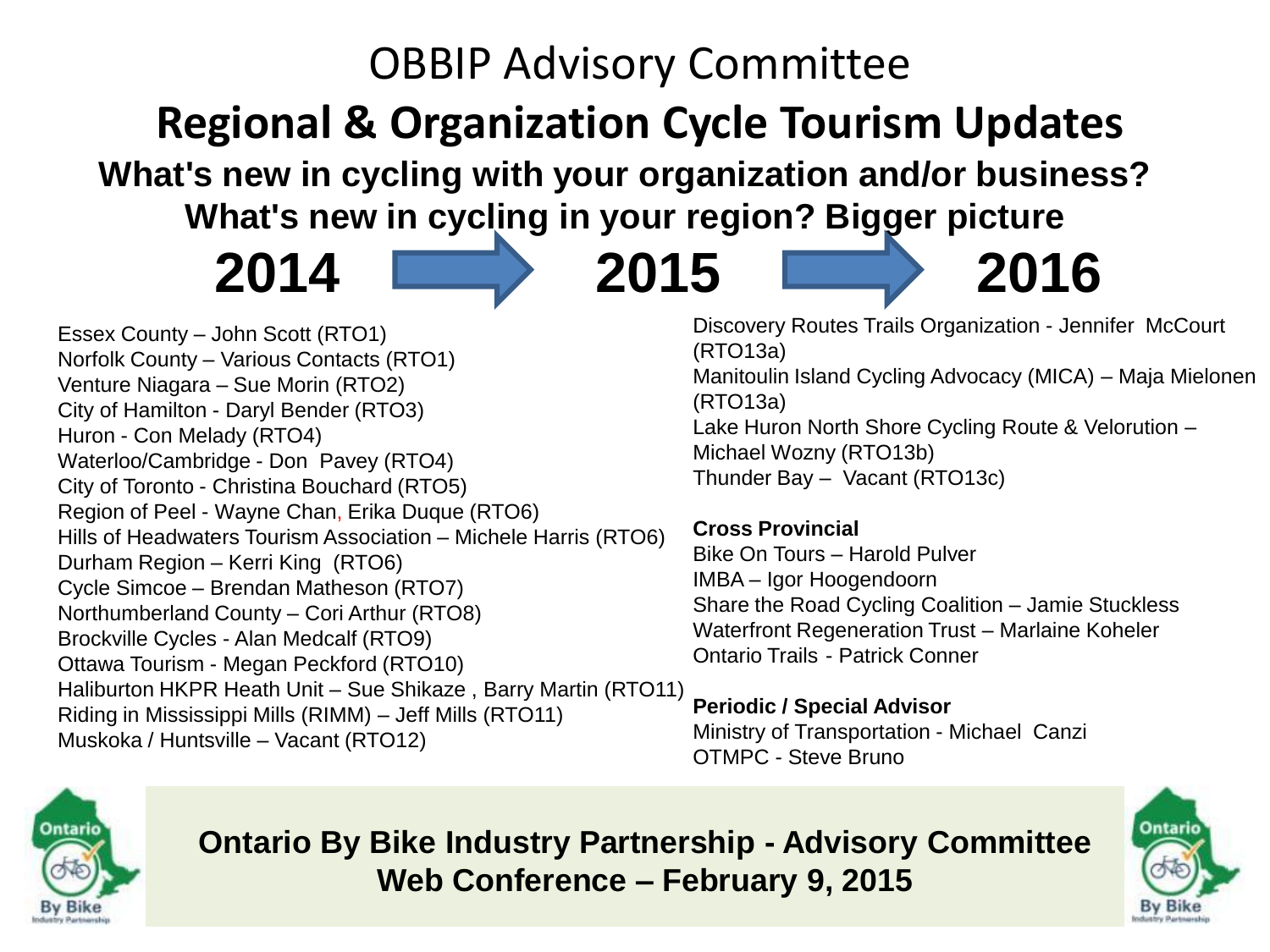# OBBIP Advisory Committee

## Regional & Organization Cycle Tourism Updates

**What's new in cycling with your organization and/or business?**
**What's new in cycling in your region? Bigger picture**

**2014 → 2015 → 2016**

Essex County – John Scott (RTO1)
Norfolk County – Various Contacts (RTO1)
Venture Niagara – Sue Morin (RTO2)
City of Hamilton - Daryl Bender (RTO3)
Huron - Con Melady (RTO4)
Waterloo/Cambridge - Don Pavey (RTO4)
City of Toronto - Christina Bouchard (RTO5)
Region of Peel - Wayne Chan, Erika Duque (RTO6)
Hills of Headwaters Tourism Association – Michele Harris (RTO6)
Durham Region – Kerri King (RTO6)
Cycle Simcoe – Brendan Matheson (RTO7)
Northumberland County – Cori Arthur (RTO8)
Brockville Cycles - Alan Medcalf (RTO9)
Ottawa Tourism - Megan Peckford (RTO10)
Haliburton HKPR Heath Unit – Sue Shikaze , Barry Martin (RTO11)
Riding in Mississippi Mills (RIMM) – Jeff Mills (RTO11)
Muskoka / Huntsville – Vacant (RTO12)
Discovery Routes Trails Organization - Jennifer McCourt (RTO13a)
Manitoulin Island Cycling Advocacy (MICA) – Maja Mielonen (RTO13a)
Lake Huron North Shore Cycling Route & Velorution – Michael Wozny (RTO13b)
Thunder Bay – Vacant (RTO13c)

**Cross Provincial**
Bike On Tours – Harold Pulver
IMBA – Igor Hoogendoorn
Share the Road Cycling Coalition – Jamie Stuckless
Waterfront Regeneration Trust – Marlaine Koheler
Ontario Trails - Patrick Conner

**Periodic / Special Advisor**
Ministry of Transportation - Michael Canzi
OTMPC - Steve Bruno

**Ontario By Bike Industry Partnership - Advisory Committee**
**Web Conference – February 9, 2015**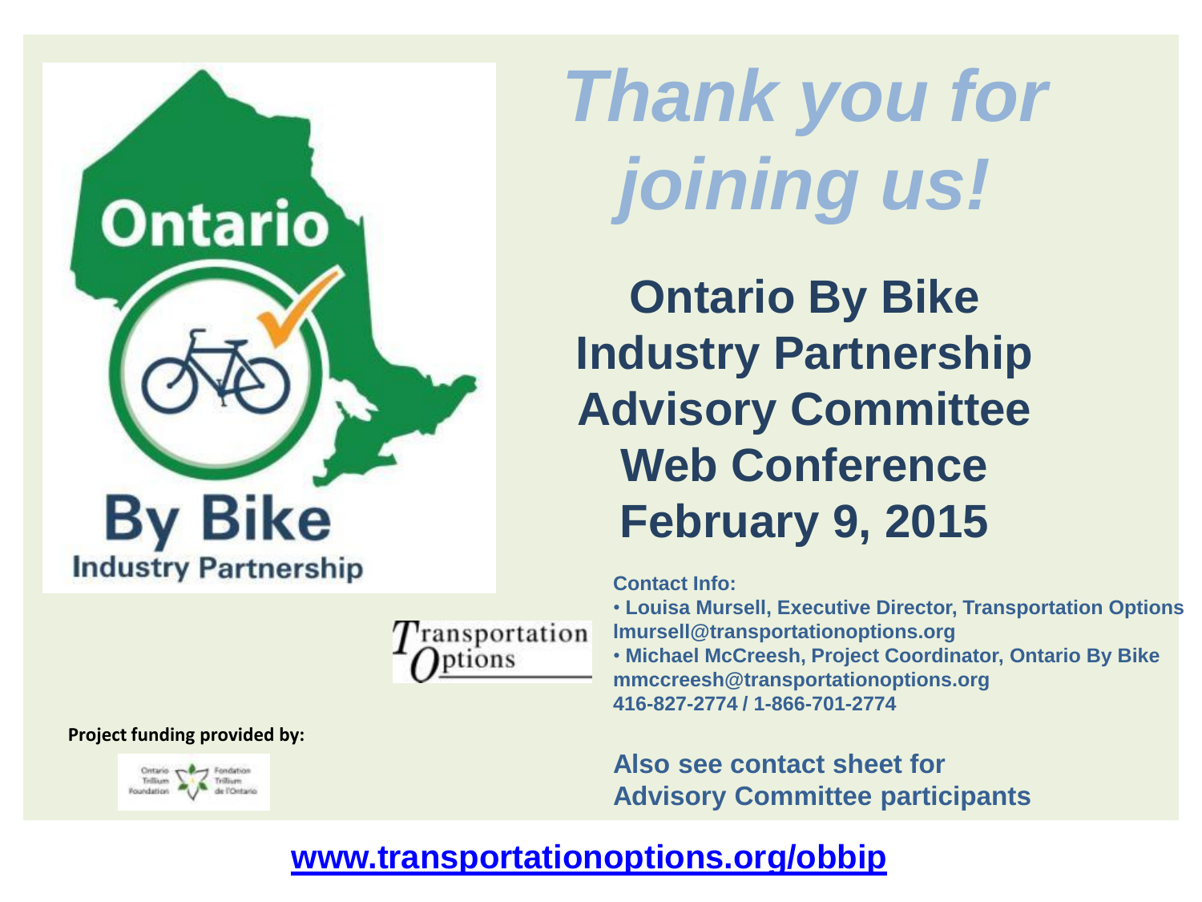Ontario

By Bike

Industry Partnership

# *Thank you for joining us!*

## Ontario By Bike Industry Partnership Advisory Committee Web Conference February 9, 2015

Transportation Options

**Contact Info:**

- **Louisa Mursell, Executive Director, Transportation Options**
  **lmursell@transportationoptions.org**
- **Michael McCreesh, Project Coordinator, Ontario By Bike**
  **mmccreesh@transportationoptions.org**
  **416-827-2774 / 1-866-701-2774**

**Also see contact sheet for Advisory Committee participants**

**Project funding provided by:**

Ontario Trillium Foundation / Fondation Trillium de l'Ontario

**[www.transportationoptions.org/obbip](http://www.transportationoptions.org/obbip)**